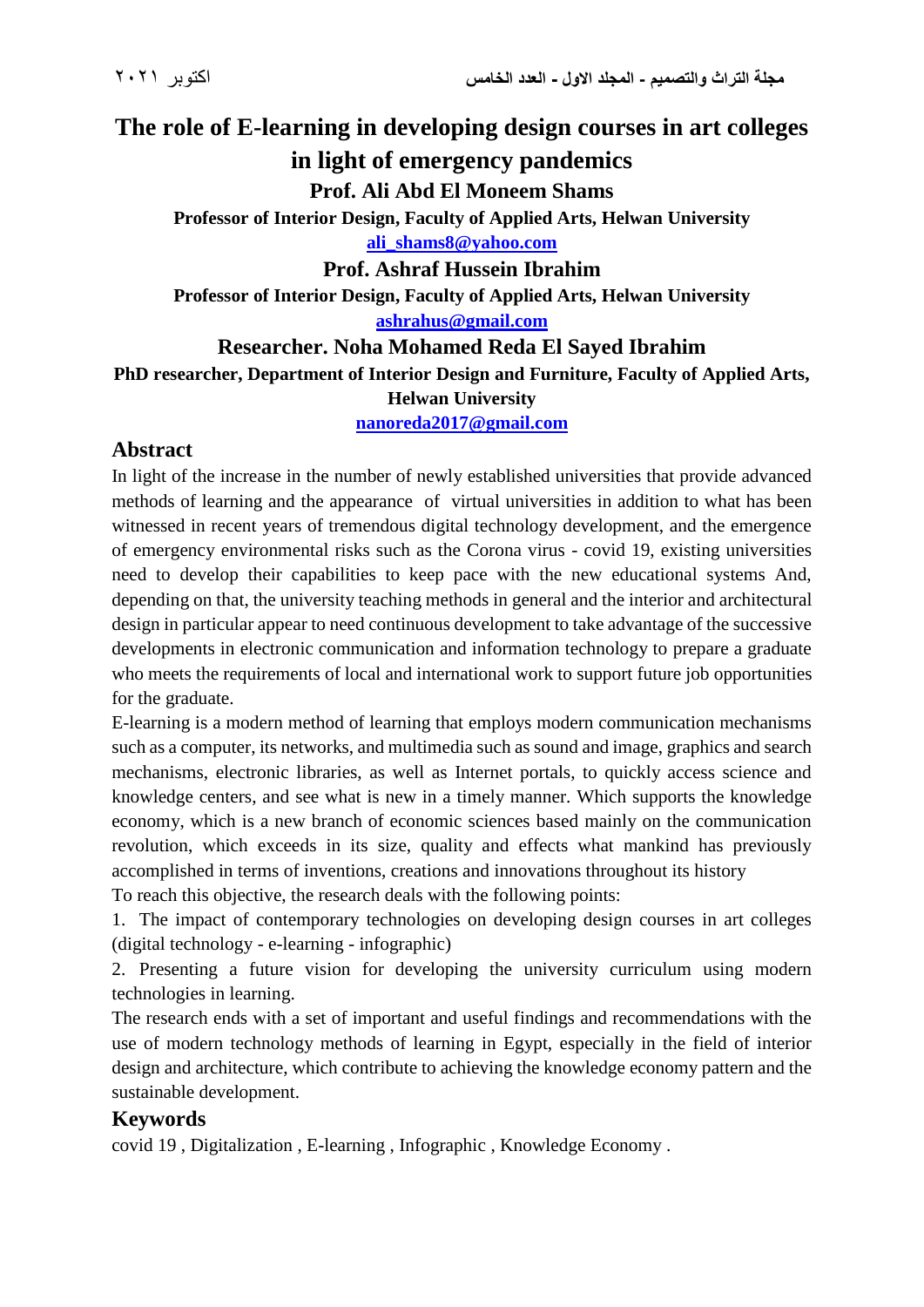# The role of E-learning in developing design courses in art colleges in light of emergency pandemics

**Prof. Ali Abd El Moneem Shams**

**Professor of Interior Design, Faculty of Applied Arts, Helwan University**

**ali_shams8@yahoo.com**

**Prof. Ashraf Hussein Ibrahim**

**Professor of Interior Design, Faculty of Applied Arts, Helwan University**

**ashrahus@gmail.com**

**Researcher. Noha Mohamed Reda El Sayed Ibrahim**

**PhD researcher, Department of Interior Design and Furniture, Faculty of Applied Arts, Helwan University**

**nanoreda2017@gmail.com**

## Abstract

In light of the increase in the number of newly established universities that provide advanced methods of learning and the appearance of virtual universities in addition to what has been witnessed in recent years of tremendous digital technology development, and the emergence of emergency environmental risks such as the Corona virus - covid 19, existing universities need to develop their capabilities to keep pace with the new educational systems And, depending on that, the university teaching methods in general and the interior and architectural design in particular appear to need continuous development to take advantage of the successive developments in electronic communication and information technology to prepare a graduate who meets the requirements of local and international work to support future job opportunities for the graduate.

E-learning is a modern method of learning that employs modern communication mechanisms such as a computer, its networks, and multimedia such as sound and image, graphics and search mechanisms, electronic libraries, as well as Internet portals, to quickly access science and knowledge centers, and see what is new in a timely manner. Which supports the knowledge economy, which is a new branch of economic sciences based mainly on the communication revolution, which exceeds in its size, quality and effects what mankind has previously accomplished in terms of inventions, creations and innovations throughout its history

To reach this objective, the research deals with the following points:

1. The impact of contemporary technologies on developing design courses in art colleges (digital technology - e-learning - infographic)
2. Presenting a future vision for developing the university curriculum using modern technologies in learning.

The research ends with a set of important and useful findings and recommendations with the use of modern technology methods of learning in Egypt, especially in the field of interior design and architecture, which contribute to achieving the knowledge economy pattern and the sustainable development.

## Keywords

covid 19 , Digitalization , E-learning , Infographic , Knowledge Economy .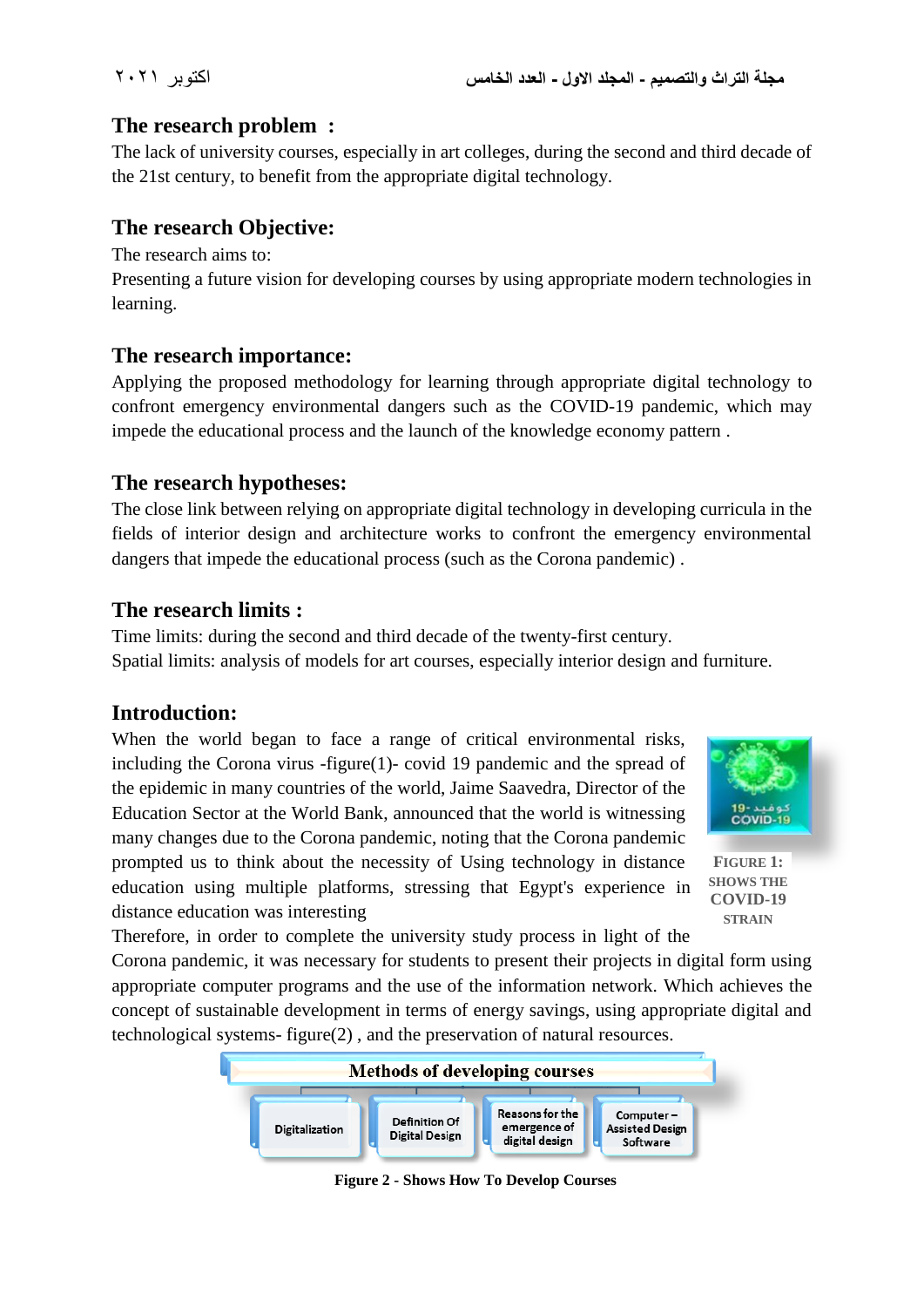## The research problem :

The lack of university courses, especially in art colleges, during the second and third decade of the 21st century, to benefit from the appropriate digital technology.

## The research Objective:

The research aims to:

Presenting a future vision for developing courses by using appropriate modern technologies in learning.

## The research importance:

Applying the proposed methodology for learning through appropriate digital technology to confront emergency environmental dangers such as the COVID-19 pandemic, which may impede the educational process and the launch of the knowledge economy pattern .

## The research hypotheses:

The close link between relying on appropriate digital technology in developing curricula in the fields of interior design and architecture works to confront the emergency environmental dangers that impede the educational process (such as the Corona pandemic) .

## The research limits :

Time limits: during the second and third decade of the twenty-first century.

Spatial limits: analysis of models for art courses, especially interior design and furniture.

## Introduction:

When the world began to face a range of critical environmental risks, including the Corona virus -figure(1)- covid 19 pandemic and the spread of the epidemic in many countries of the world, Jaime Saavedra, Director of the Education Sector at the World Bank, announced that the world is witnessing many changes due to the Corona pandemic, noting that the Corona pandemic prompted us to think about the necessity of Using technology in distance education using multiple platforms, stressing that Egypt's experience in distance education was interesting

FIGURE 1: SHOWS THE COVID-19 STRAIN

Therefore, in order to complete the university study process in light of the Corona pandemic, it was necessary for students to present their projects in digital form using appropriate computer programs and the use of the information network. Which achieves the concept of sustainable development in terms of energy savings, using appropriate digital and technological systems- figure(2) , and the preservation of natural resources.

Methods of developing courses

- Digitalization
- Definition Of Digital Design
- Reasons for the emergence of digital design
- Computer – Assisted Design Software

**Figure 2 - Shows How To Develop Courses**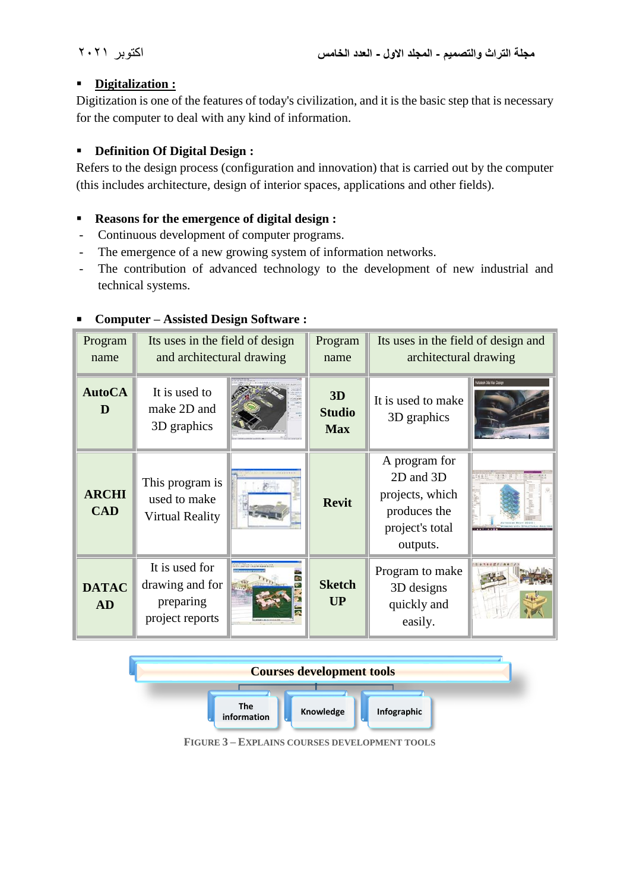- **Digitalization :**

Digitization is one of the features of today's civilization, and it is the basic step that is necessary for the computer to deal with any kind of information.

- **Definition Of Digital Design :**

Refers to the design process (configuration and innovation) that is carried out by the computer (this includes architecture, design of interior spaces, applications and other fields).

- **Reasons for the emergence of digital design :**

- Continuous development of computer programs.
- The emergence of a new growing system of information networks.
- The contribution of advanced technology to the development of new industrial and technical systems.

- **Computer – Assisted Design Software :**

| Program name | Its uses in the field of design and architectural drawing | | Program name | Its uses in the field of design and architectural drawing | |
|---|---|---|---|---|---|
| **AutoCAD** | It is used to make 2D and 3D graphics | | **3D Studio Max** | It is used to make 3D graphics | |
| **ARCHI CAD** | This program is used to make Virtual Reality | | **Revit** | A program for 2D and 3D projects, which produces the project's total outputs. | |
| **DATACAD** | It is used for drawing and for preparing project reports | | **Sketch UP** | Program to make 3D designs quickly and easily. | |

Courses development tools

The information | Knowledge | Infographic

FIGURE 3 – EXPLAINS COURSES DEVELOPMENT TOOLS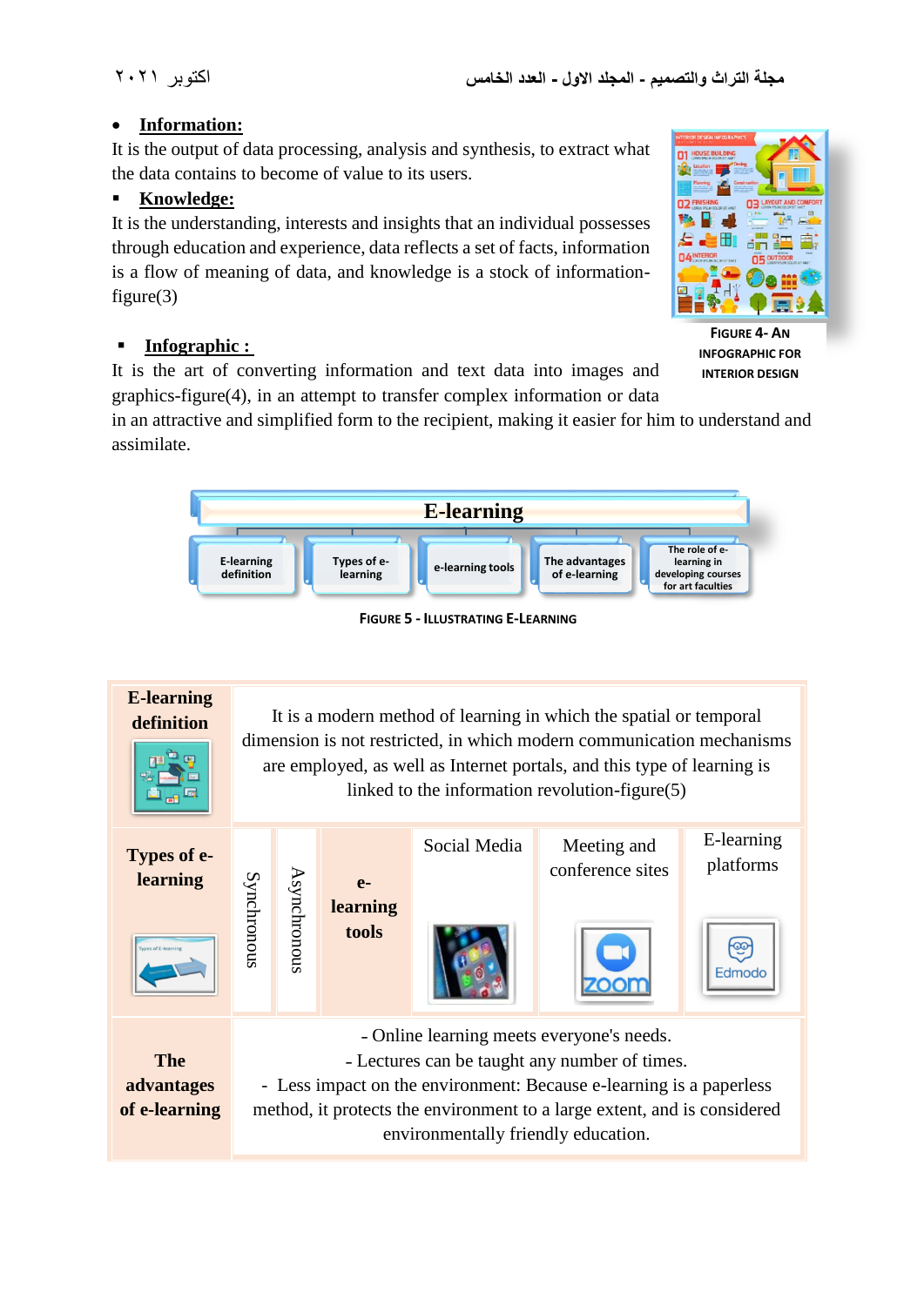- **Information:**

It is the output of data processing, analysis and synthesis, to extract what the data contains to become of value to its users.

- **Knowledge:**

It is the understanding, interests and insights that an individual possesses through education and experience, data reflects a set of facts, information is a flow of meaning of data, and knowledge is a stock of information-figure(3)

FIGURE 4- AN INFOGRAPHIC FOR INTERIOR DESIGN

- **Infographic :**

It is the art of converting information and text data into images and graphics-figure(4), in an attempt to transfer complex information or data in an attractive and simplified form to the recipient, making it easier for him to understand and assimilate.

E-learning

E-learning definition | Types of e-learning | e-learning tools | The advantages of e-learning | The role of e-learning in developing courses for art faculties

FIGURE 5 - ILLUSTRATING E-LEARNING

| **E-learning definition** | It is a modern method of learning in which the spatial or temporal dimension is not restricted, in which modern communication mechanisms are employed, as well as Internet portals, and this type of learning is linked to the information revolution-figure(5) | | | | | |
|---|---|---|---|---|---|---|
| **Types of e-learning** | Synchronous | Asynchronous | **e-learning tools** | Social Media | Meeting and conference sites | E-learning platforms |
| **The advantages of e-learning** | - Online learning meets everyone's needs.<br>- Lectures can be taught any number of times.<br>- Less impact on the environment: Because e-learning is a paperless method, it protects the environment to a large extent, and is considered environmentally friendly education. | | | | | |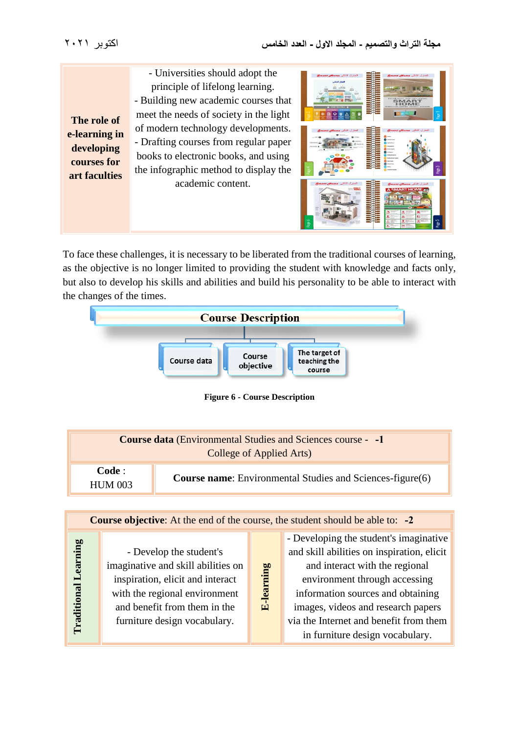| The role of e-learning in developing courses for art faculties | - Universities should adopt the principle of lifelong learning.<br>- Building new academic courses that meet the needs of society in the light of modern technology developments.<br>- Drafting courses from regular paper books to electronic books, and using the infographic method to display the academic content. | |
|---|---|---|

To face these challenges, it is necessary to be liberated from the traditional courses of learning, as the objective is no longer limited to providing the student with knowledge and facts only, but also to develop his skills and abilities and build his personality to be able to interact with the changes of the times.

**Course Description**

- Course data
- Course objective
- The target of teaching the course

**Figure 6 - Course Description**

| **Course data** (Environmental Studies and Sciences course - **-1** College of Applied Arts) | |
|---|---|
| **Code** : HUM 003 | **Course name**: Environmental Studies and Sciences-figure(6) |

| **Course objective**: At the end of the course, the student should be able to: **-2** | | | |
|---|---|---|---|
| **Traditional Learning** | - Develop the student's imaginative and skill abilities on inspiration, elicit and interact with the regional environment and benefit from them in the furniture design vocabulary. | **E-learning** | - Developing the student's imaginative and skill abilities on inspiration, elicit and interact with the regional environment through accessing information sources and obtaining images, videos and research papers via the Internet and benefit from them in furniture design vocabulary. |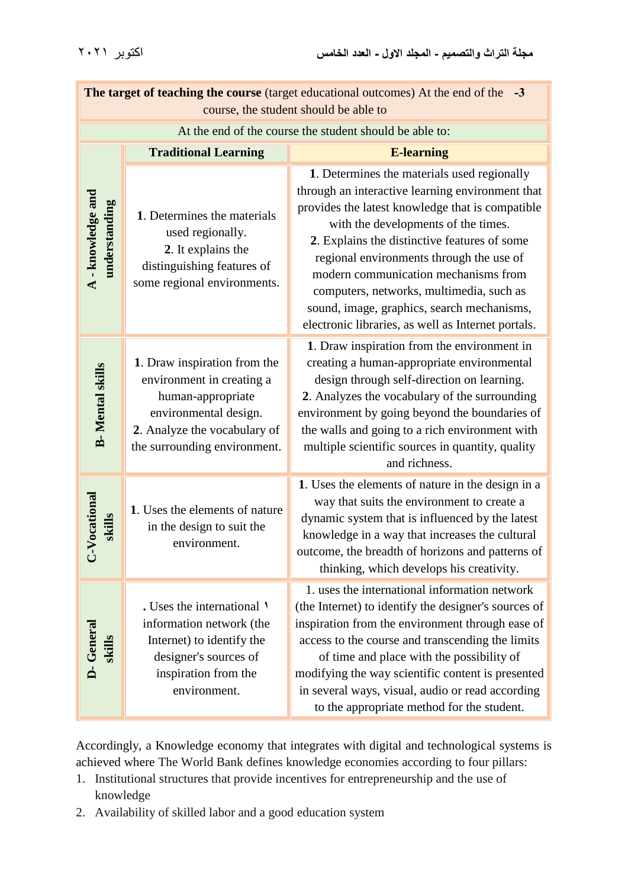| **The target of teaching the course** (target educational outcomes) At the end of the course, the student should be able to **-3** | | |
|---|---|---|
| At the end of the course the student should be able to: | | |
| | **Traditional Learning** | **E-learning** |
| **A - knowledge and understanding** | **1**. Determines the materials used regionally. **2**. It explains the distinguishing features of some regional environments. | **1**. Determines the materials used regionally through an interactive learning environment that provides the latest knowledge that is compatible with the developments of the times. **2**. Explains the distinctive features of some regional environments through the use of modern communication mechanisms from computers, networks, multimedia, such as sound, image, graphics, search mechanisms, electronic libraries, as well as Internet portals. |
| **B- Mental skills** | **1**. Draw inspiration from the environment in creating a human-appropriate environmental design. **2**. Analyze the vocabulary of the surrounding environment. | **1**. Draw inspiration from the environment in creating a human-appropriate environmental design through self-direction on learning. **2**. Analyzes the vocabulary of the surrounding environment by going beyond the boundaries of the walls and going to a rich environment with multiple scientific sources in quantity, quality and richness. |
| **C-Vocational skills** | **1**. Uses the elements of nature in the design to suit the environment. | **1**. Uses the elements of nature in the design in a way that suits the environment to create a dynamic system that is influenced by the latest knowledge in a way that increases the cultural outcome, the breadth of horizons and patterns of thinking, which develops his creativity. |
| **D- General skills** | ١. Uses the international information network (the Internet) to identify the designer's sources of inspiration from the environment. | 1. uses the international information network (the Internet) to identify the designer's sources of inspiration from the environment through ease of access to the course and transcending the limits of time and place with the possibility of modifying the way scientific content is presented in several ways, visual, audio or read according to the appropriate method for the student. |

Accordingly, a Knowledge economy that integrates with digital and technological systems is achieved where The World Bank defines knowledge economies according to four pillars:

1. Institutional structures that provide incentives for entrepreneurship and the use of knowledge
2. Availability of skilled labor and a good education system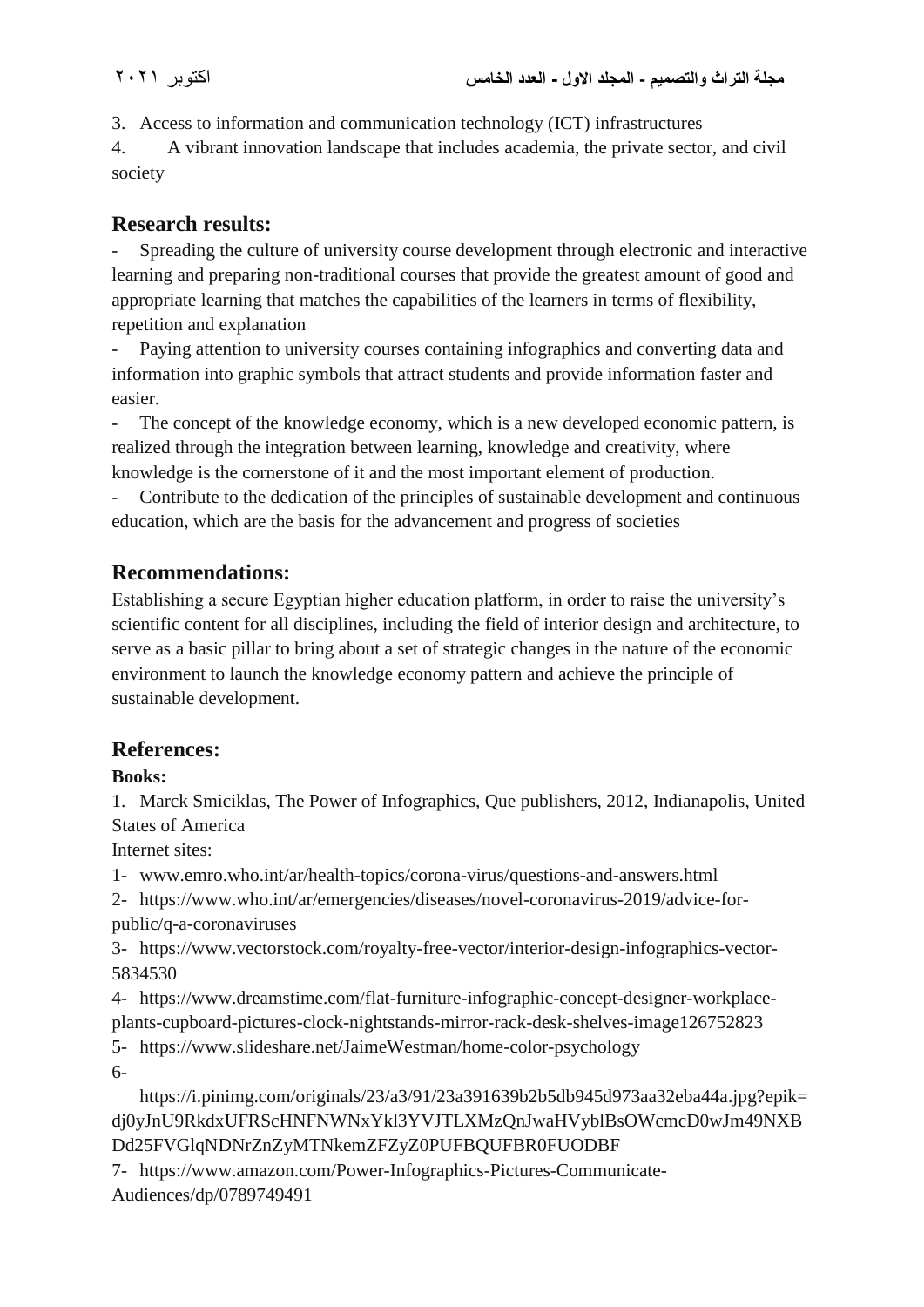3. Access to information and communication technology (ICT) infrastructures
4. A vibrant innovation landscape that includes academia, the private sector, and civil society

## Research results:

- Spreading the culture of university course development through electronic and interactive learning and preparing non-traditional courses that provide the greatest amount of good and appropriate learning that matches the capabilities of the learners in terms of flexibility, repetition and explanation
- Paying attention to university courses containing infographics and converting data and information into graphic symbols that attract students and provide information faster and easier.
- The concept of the knowledge economy, which is a new developed economic pattern, is realized through the integration between learning, knowledge and creativity, where knowledge is the cornerstone of it and the most important element of production.
- Contribute to the dedication of the principles of sustainable development and continuous education, which are the basis for the advancement and progress of societies

## Recommendations:

Establishing a secure Egyptian higher education platform, in order to raise the university's scientific content for all disciplines, including the field of interior design and architecture, to serve as a basic pillar to bring about a set of strategic changes in the nature of the economic environment to launch the knowledge economy pattern and achieve the principle of sustainable development.

## References:

**Books:**

1. Marck Smiciklas, The Power of Infographics, Que publishers, 2012, Indianapolis, United States of America

Internet sites:

1- www.emro.who.int/ar/health-topics/corona-virus/questions-and-answers.html

2- https://www.who.int/ar/emergencies/diseases/novel-coronavirus-2019/advice-for-public/q-a-coronaviruses

3- https://www.vectorstock.com/royalty-free-vector/interior-design-infographics-vector-5834530

4- https://www.dreamstime.com/flat-furniture-infographic-concept-designer-workplace-plants-cupboard-pictures-clock-nightstands-mirror-rack-desk-shelves-image126752823

5- https://www.slideshare.net/JaimeWestman/home-color-psychology

6- https://i.pinimg.com/originals/23/a3/91/23a391639b2b5db945d973aa32eba44a.jpg?epik=dj0yJnU9RkdxUFRScHNFNWNxYkl3YVJTLXMzQnJwaHVyblBsOWcmcD0wJm49NXBDd25FVGlqNDNrZnZyMTNkemZFZyZ0PUFBQUFBR0FUODBF

7- https://www.amazon.com/Power-Infographics-Pictures-Communicate-Audiences/dp/0789749491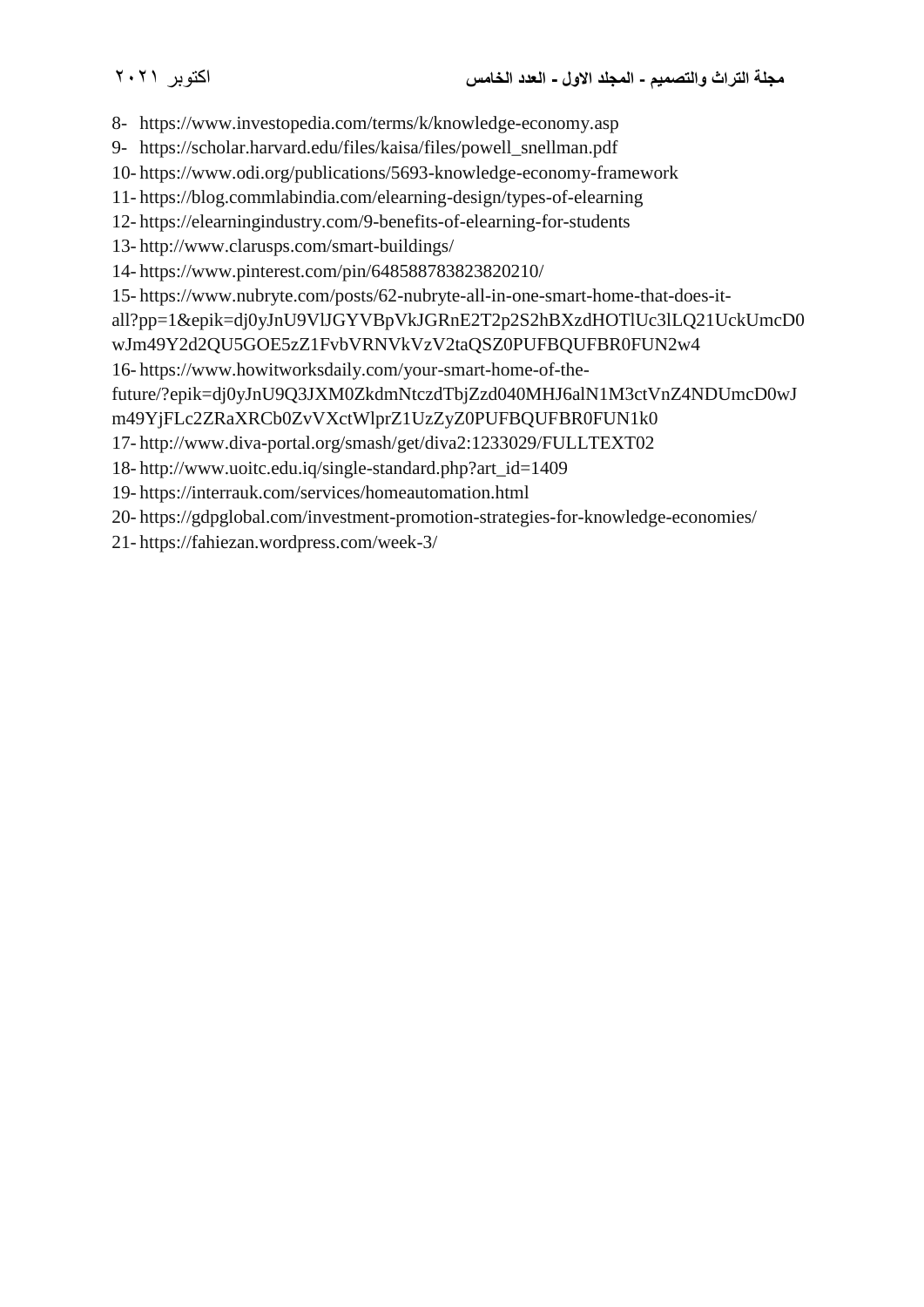8- https://www.investopedia.com/terms/k/knowledge-economy.asp
9- https://scholar.harvard.edu/files/kaisa/files/powell_snellman.pdf
10- https://www.odi.org/publications/5693-knowledge-economy-framework
11- https://blog.commlabindia.com/elearning-design/types-of-elearning
12- https://elearningindustry.com/9-benefits-of-elearning-for-students
13- http://www.clarusps.com/smart-buildings/
14- https://www.pinterest.com/pin/648588783823820210/
15- https://www.nubryte.com/posts/62-nubryte-all-in-one-smart-home-that-does-it-all?pp=1&epik=dj0yJnU9VlJGYVBpVkJGRnE2T2p2S2hBXzdHOTlUc3lLQ21UckUmcD0wJm49Y2d2QU5GOE5zZ1FvbVRNVkVzV2taQSZ0PUFBQUFBR0FUN2w4
16- https://www.howitworksdaily.com/your-smart-home-of-the-future/?epik=dj0yJnU9Q3JXM0ZkdmNtczdTbjZzd040MHJ6alN1M3ctVnZ4NDUmcD0wJm49YjFLc2ZRaXRCb0ZvVXctWlprZ1UzZyZ0PUFBQUFBR0FUN1k0
17- http://www.diva-portal.org/smash/get/diva2:1233029/FULLTEXT02
18- http://www.uoitc.edu.iq/single-standard.php?art_id=1409
19- https://interrauk.com/services/homeautomation.html
20- https://gdpglobal.com/investment-promotion-strategies-for-knowledge-economies/
21- https://fahiezan.wordpress.com/week-3/